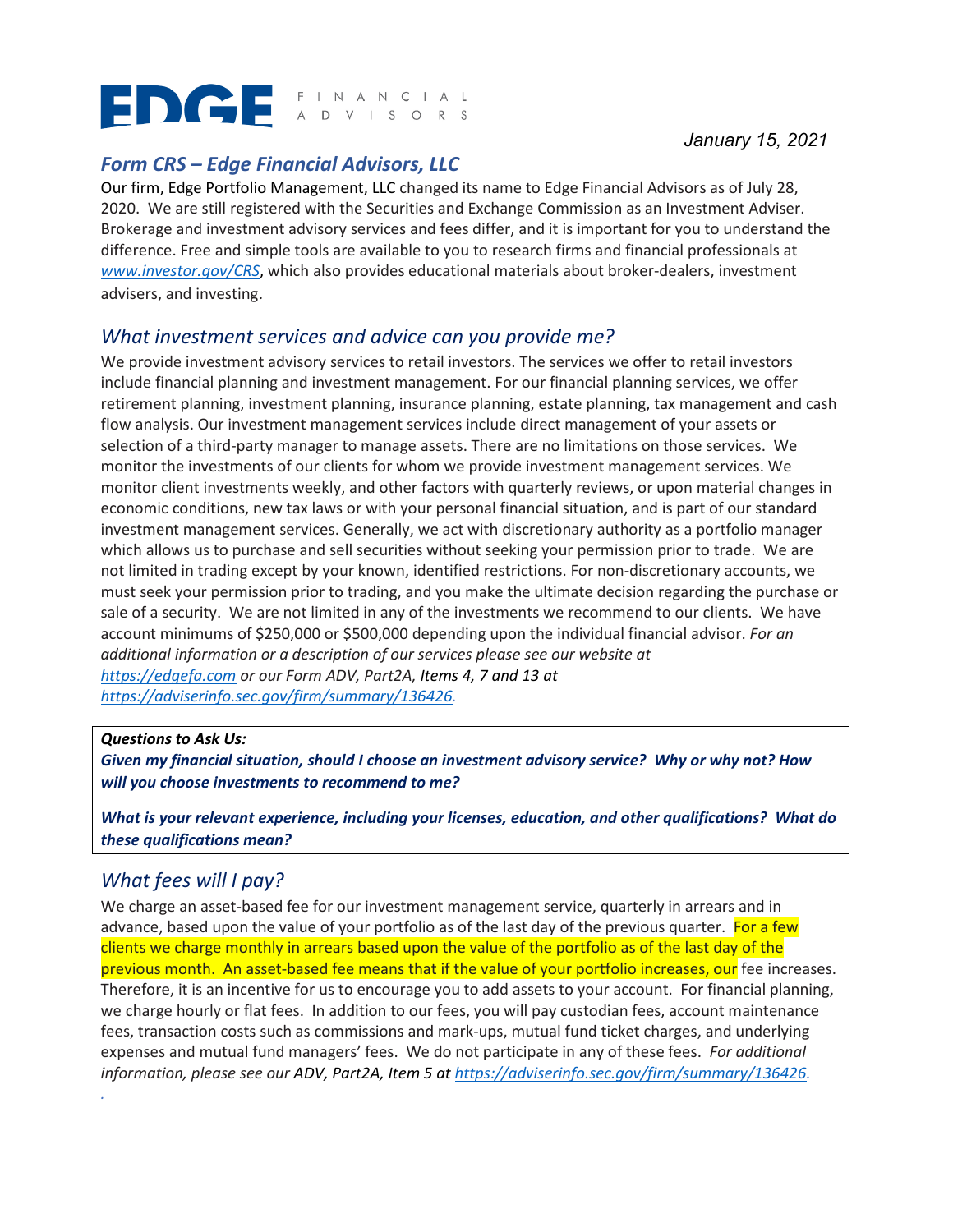EDGE FINANCIAL ADVISORS

January 15, 2021

## *Form CRS – Edge Financial Advisors, LLC*

Our firm, Edge Portfolio Management, LLC changed its name to Edge Financial Advisors as of July 28, 2020. We are still registered with the Securities and Exchange Commission as an Investment Adviser. Brokerage and investment advisory services and fees differ, and it is important for you to understand the difference. Free and simple tools are available to you to research firms and financial professionals at *www.investor.gov/CRS*, which also provides educational materials about broker-dealers, investment advisers, and investing.

## *What investment services and advice can you provide me?*

We provide investment advisory services to retail investors. The services we offer to retail investors include financial planning and investment management. For our financial planning services, we offer retirement planning, investment planning, insurance planning, estate planning, tax management and cash flow analysis. Our investment management services include direct management of your assets or selection of a third-party manager to manage assets. There are no limitations on those services. We monitor the investments of our clients for whom we provide investment management services. We monitor client investments weekly, and other factors with quarterly reviews, or upon material changes in economic conditions, new tax laws or with your personal financial situation, and is part of our standard investment management services. Generally, we act with discretionary authority as a portfolio manager which allows us to purchase and sell securities without seeking your permission prior to trade. We are not limited in trading except by your known, identified restrictions. For non-discretionary accounts, we must seek your permission prior to trading, and you make the ultimate decision regarding the purchase or sale of a security. We are not limited in any of the investments we recommend to our clients. We have account minimums of $250,000 or $500,000 depending upon the individual financial advisor. *For an additional information or a description of our services please see our website at https://edgefa.com or our Form ADV, Part2A, Items 4, 7 and 13 at https://adviserinfo.sec.gov/firm/summary/136426.*

***Questions to Ask Us:***

***Given my financial situation, should I choose an investment advisory service? Why or why not? How will you choose investments to recommend to me?***

***What is your relevant experience, including your licenses, education, and other qualifications? What do these qualifications mean?***

## *What fees will I pay?*

We charge an asset-based fee for our investment management service, quarterly in arrears and in advance, based upon the value of your portfolio as of the last day of the previous quarter. For a few clients we charge monthly in arrears based upon the value of the portfolio as of the last day of the previous month. An asset-based fee means that if the value of your portfolio increases, our fee increases. Therefore, it is an incentive for us to encourage you to add assets to your account. For financial planning, we charge hourly or flat fees. In addition to our fees, you will pay custodian fees, account maintenance fees, transaction costs such as commissions and mark-ups, mutual fund ticket charges, and underlying expenses and mutual fund managers' fees. We do not participate in any of these fees. *For additional information, please see our ADV, Part2A, Item 5 at https://adviserinfo.sec.gov/firm/summary/136426.*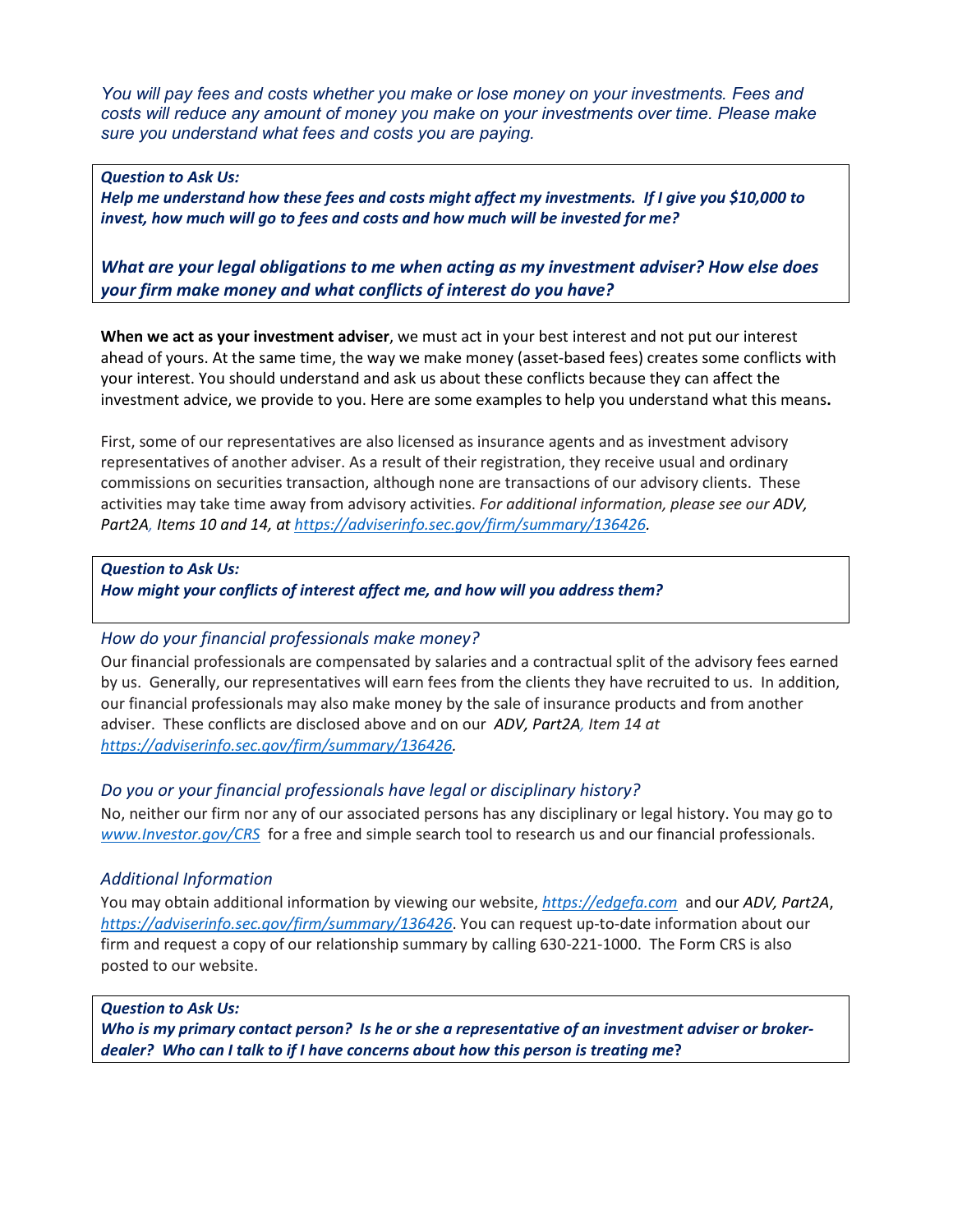*You will pay fees and costs whether you make or lose money on your investments. Fees and costs will reduce any amount of money you make on your investments over time. Please make sure you understand what fees and costs you are paying.*

***Question to Ask Us:***
***Help me understand how these fees and costs might affect my investments. If I give you $10,000 to invest, how much will go to fees and costs and how much will be invested for me?***

***What are your legal obligations to me when acting as my investment adviser? How else does your firm make money and what conflicts of interest do you have?***

**When we act as your investment adviser**, we must act in your best interest and not put our interest ahead of yours. At the same time, the way we make money (asset-based fees) creates some conflicts with your interest. You should understand and ask us about these conflicts because they can affect the investment advice, we provide to you. Here are some examples to help you understand what this means**.**

First, some of our representatives are also licensed as insurance agents and as investment advisory representatives of another adviser. As a result of their registration, they receive usual and ordinary commissions on securities transaction, although none are transactions of our advisory clients. These activities may take time away from advisory activities. *For additional information, please see our ADV, Part2A, Items 10 and 14, at https://adviserinfo.sec.gov/firm/summary/136426.*

***Question to Ask Us:***
***How might your conflicts of interest affect me, and how will you address them?***

### *How do your financial professionals make money?*

Our financial professionals are compensated by salaries and a contractual split of the advisory fees earned by us. Generally, our representatives will earn fees from the clients they have recruited to us. In addition, our financial professionals may also make money by the sale of insurance products and from another adviser. These conflicts are disclosed above and on our *ADV, Part2A, Item 14 at https://adviserinfo.sec.gov/firm/summary/136426.*

### *Do you or your financial professionals have legal or disciplinary history?*

No, neither our firm nor any of our associated persons has any disciplinary or legal history. You may go to *www.Investor.gov/CRS* for a free and simple search tool to research us and our financial professionals.

### *Additional Information*

You may obtain additional information by viewing our website, *https://edgefa.com* and our *ADV, Part2A*, *https://adviserinfo.sec.gov/firm/summary/136426*. You can request up-to-date information about our firm and request a copy of our relationship summary by calling 630-221-1000. The Form CRS is also posted to our website.

***Question to Ask Us:***
***Who is my primary contact person? Is he or she a representative of an investment adviser or broker-dealer? Who can I talk to if I have concerns about how this person is treating me*?**